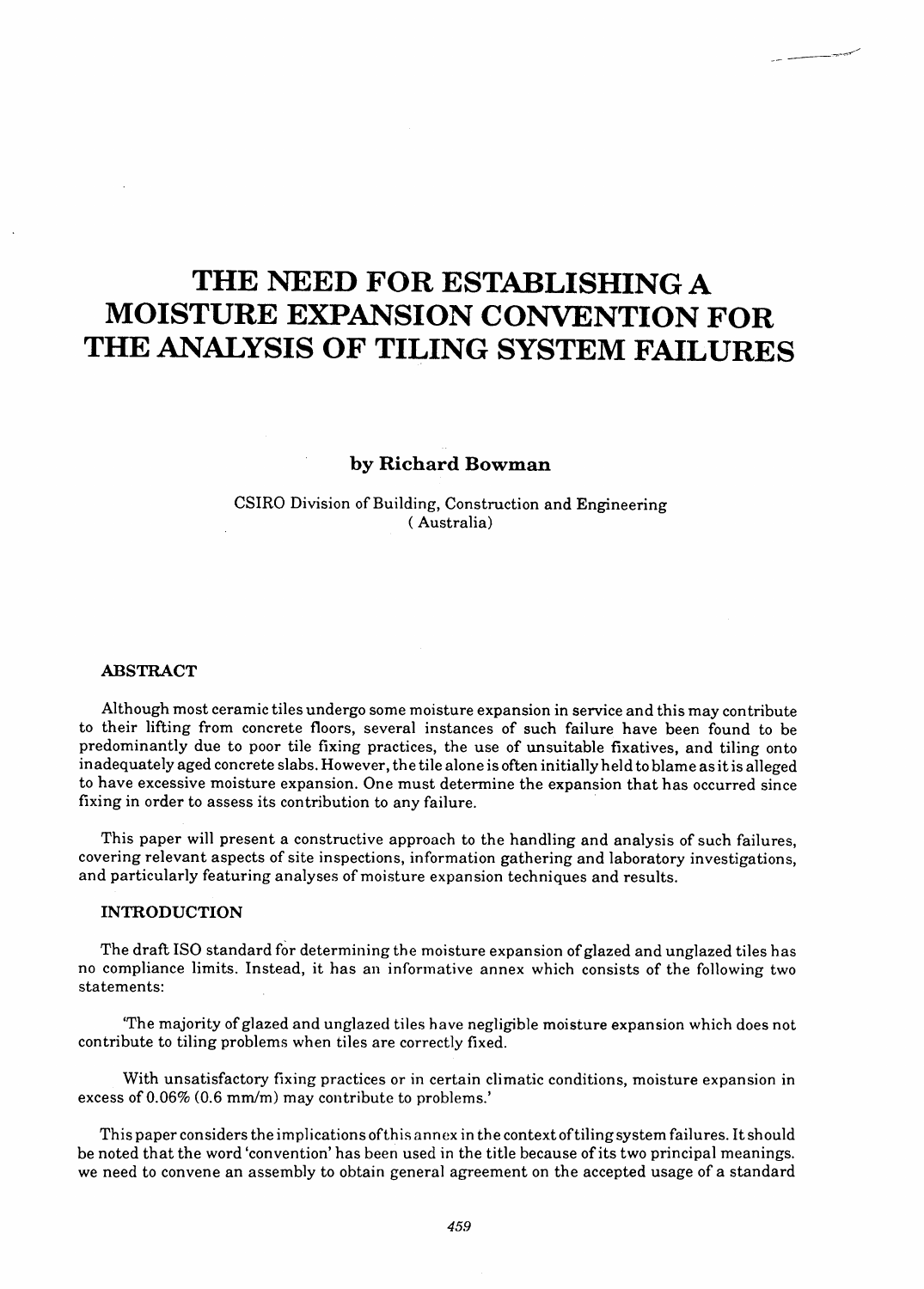# THE NEED FOR ESTABLISHING A MOISTURE EXPANSION CONVENTION FOR THE ANALYSIS OF TILING SYSTEM FAILURES

**by Richard Bowman**

CSIRO Division of Building, Construction and Engineering
( Australia)

## ABSTRACT

Although most ceramic tiles undergo some moisture expansion in service and this may contribute to their lifting from concrete floors, several instances of such failure have been found to be predominantly due to poor tile fixing practices, the use of unsuitable fixatives, and tiling onto inadequately aged concrete slabs. However, the tile alone is often initially held to blame as it is alleged to have excessive moisture expansion. One must determine the expansion that has occurred since fixing in order to assess its contribution to any failure.

This paper will present a constructive approach to the handling and analysis of such failures, covering relevant aspects of site inspections, information gathering and laboratory investigations, and particularly featuring analyses of moisture expansion techniques and results.

## INTRODUCTION

The draft ISO standard for determining the moisture expansion of glazed and unglazed tiles has no compliance limits. Instead, it has an informative annex which consists of the following two statements:

'The majority of glazed and unglazed tiles have negligible moisture expansion which does not contribute to tiling problems when tiles are correctly fixed.

With unsatisfactory fixing practices or in certain climatic conditions, moisture expansion in excess of 0.06% (0.6 mm/m) may contribute to problems.'

This paper considers the implications of this annex in the context of tiling system failures. It should be noted that the word 'convention' has been used in the title because of its two principal meanings. we need to convene an assembly to obtain general agreement on the accepted usage of a standard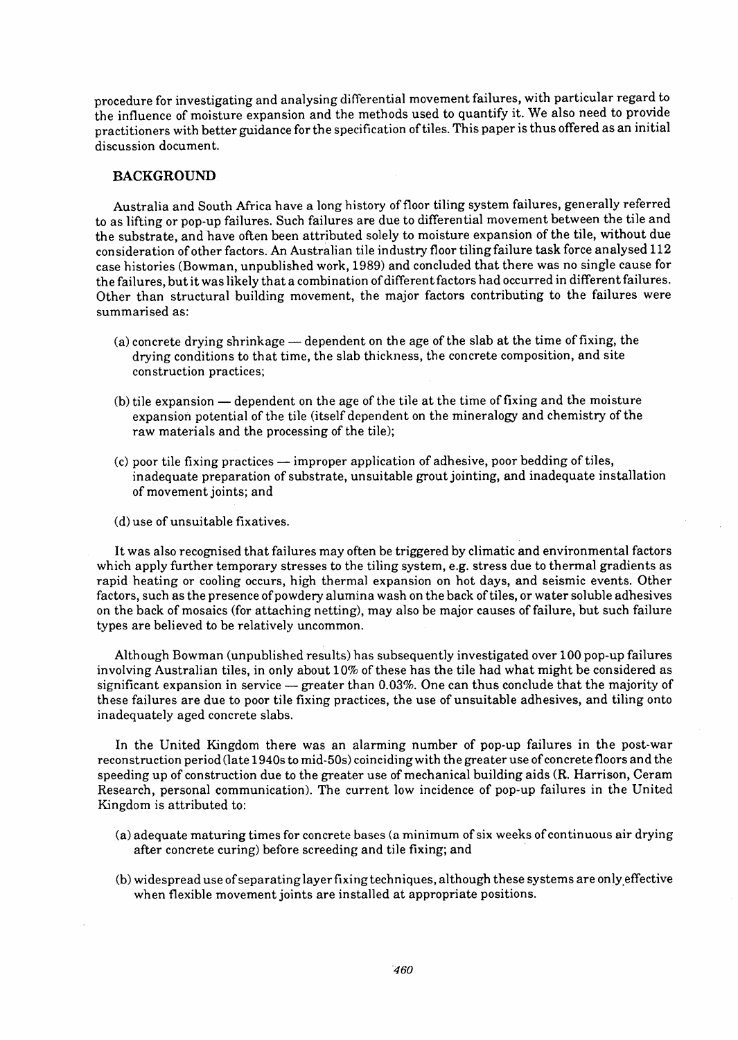procedure for investigating and analysing differential movement failures, with particular regard to the influence of moisture expansion and the methods used to quantify it. We also need to provide practitioners with better guidance for the specification of tiles. This paper is thus offered as an initial discussion document.

## BACKGROUND

Australia and South Africa have a long history of floor tiling system failures, generally referred to as lifting or pop-up failures. Such failures are due to differential movement between the tile and the substrate, and have often been attributed solely to moisture expansion of the tile, without due consideration of other factors. An Australian tile industry floor tiling failure task force analysed 112 case histories (Bowman, unpublished work, 1989) and concluded that there was no single cause for the failures, but it was likely that a combination of different factors had occurred in different failures. Other than structural building movement, the major factors contributing to the failures were summarised as:

(a) concrete drying shrinkage — dependent on the age of the slab at the time of fixing, the drying conditions to that time, the slab thickness, the concrete composition, and site construction practices;

(b) tile expansion — dependent on the age of the tile at the time of fixing and the moisture expansion potential of the tile (itself dependent on the mineralogy and chemistry of the raw materials and the processing of the tile);

(c) poor tile fixing practices — improper application of adhesive, poor bedding of tiles, inadequate preparation of substrate, unsuitable grout jointing, and inadequate installation of movement joints; and

(d) use of unsuitable fixatives.

It was also recognised that failures may often be triggered by climatic and environmental factors which apply further temporary stresses to the tiling system, e.g. stress due to thermal gradients as rapid heating or cooling occurs, high thermal expansion on hot days, and seismic events. Other factors, such as the presence of powdery alumina wash on the back of tiles, or water soluble adhesives on the back of mosaics (for attaching netting), may also be major causes of failure, but such failure types are believed to be relatively uncommon.

Although Bowman (unpublished results) has subsequently investigated over 100 pop-up failures involving Australian tiles, in only about 10% of these has the tile had what might be considered as significant expansion in service — greater than 0.03%. One can thus conclude that the majority of these failures are due to poor tile fixing practices, the use of unsuitable adhesives, and tiling onto inadequately aged concrete slabs.

In the United Kingdom there was an alarming number of pop-up failures in the post-war reconstruction period (late 1940s to mid-50s) coinciding with the greater use of concrete floors and the speeding up of construction due to the greater use of mechanical building aids (R. Harrison, Ceram Research, personal communication). The current low incidence of pop-up failures in the United Kingdom is attributed to:

(a) adequate maturing times for concrete bases (a minimum of six weeks of continuous air drying after concrete curing) before screeding and tile fixing; and

(b) widespread use of separating layer fixing techniques, although these systems are only effective when flexible movement joints are installed at appropriate positions.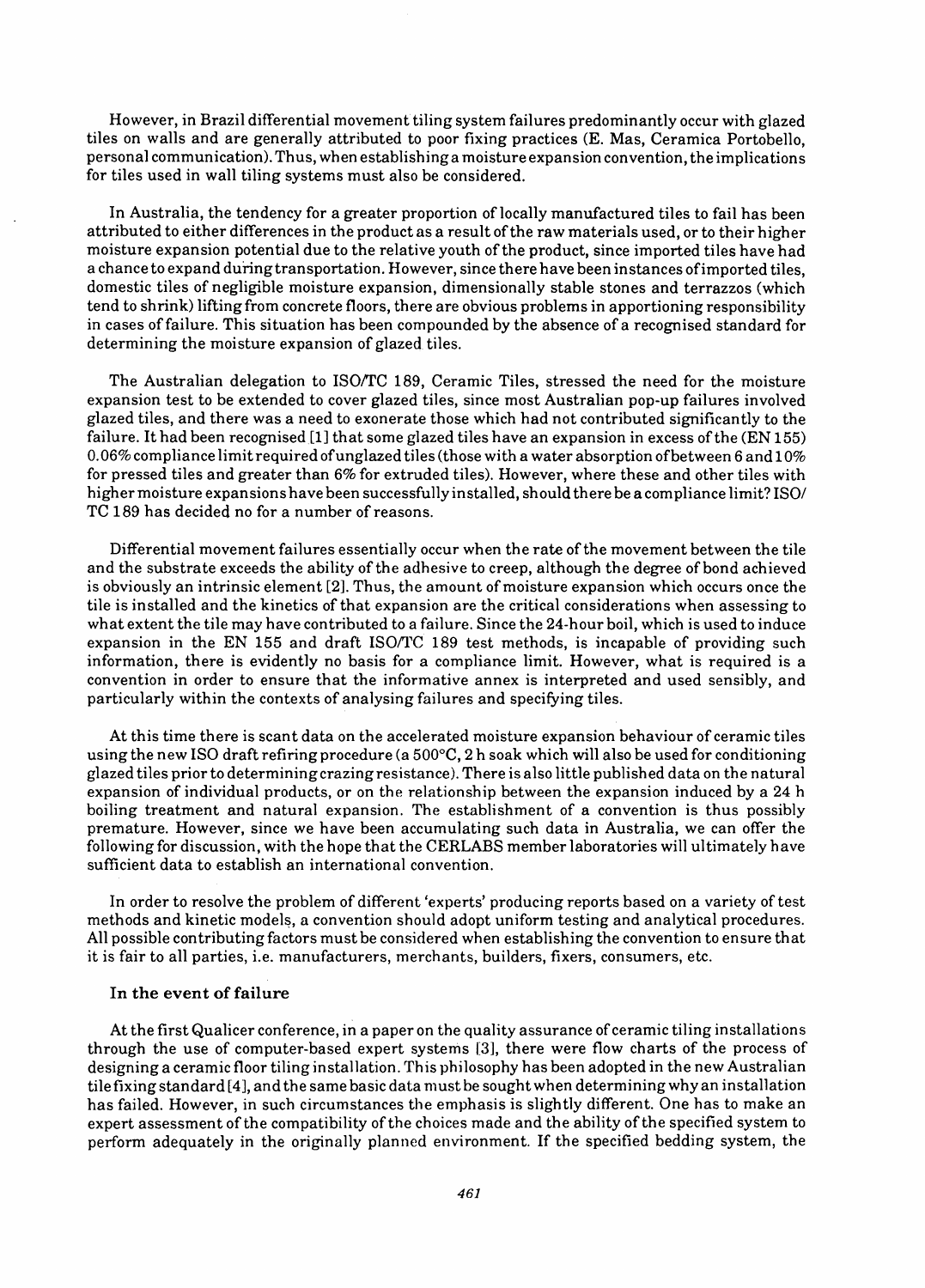However, in Brazil differential movement tiling system failures predominantly occur with glazed tiles on walls and are generally attributed to poor fixing practices (E. Mas, Ceramica Portobello, personal communication). Thus, when establishing a moisture expansion convention, the implications for tiles used in wall tiling systems must also be considered.

In Australia, the tendency for a greater proportion of locally manufactured tiles to fail has been attributed to either differences in the product as a result of the raw materials used, or to their higher moisture expansion potential due to the relative youth of the product, since imported tiles have had a chance to expand during transportation. However, since there have been instances of imported tiles, domestic tiles of negligible moisture expansion, dimensionally stable stones and terrazzos (which tend to shrink) lifting from concrete floors, there are obvious problems in apportioning responsibility in cases of failure. This situation has been compounded by the absence of a recognised standard for determining the moisture expansion of glazed tiles.

The Australian delegation to ISO/TC 189, Ceramic Tiles, stressed the need for the moisture expansion test to be extended to cover glazed tiles, since most Australian pop-up failures involved glazed tiles, and there was a need to exonerate those which had not contributed significantly to the failure. It had been recognised [1] that some glazed tiles have an expansion in excess of the (EN 155) 0.06% compliance limit required of unglazed tiles (those with a water absorption of between 6 and 10% for pressed tiles and greater than 6% for extruded tiles). However, where these and other tiles with higher moisture expansions have been successfully installed, should there be a compliance limit? ISO/TC 189 has decided no for a number of reasons.

Differential movement failures essentially occur when the rate of the movement between the tile and the substrate exceeds the ability of the adhesive to creep, although the degree of bond achieved is obviously an intrinsic element [2]. Thus, the amount of moisture expansion which occurs once the tile is installed and the kinetics of that expansion are the critical considerations when assessing to what extent the tile may have contributed to a failure. Since the 24-hour boil, which is used to induce expansion in the EN 155 and draft ISO/TC 189 test methods, is incapable of providing such information, there is evidently no basis for a compliance limit. However, what is required is a convention in order to ensure that the informative annex is interpreted and used sensibly, and particularly within the contexts of analysing failures and specifying tiles.

At this time there is scant data on the accelerated moisture expansion behaviour of ceramic tiles using the new ISO draft refiring procedure (a 500°C, 2 h soak which will also be used for conditioning glazed tiles prior to determining crazing resistance). There is also little published data on the natural expansion of individual products, or on the relationship between the expansion induced by a 24 h boiling treatment and natural expansion. The establishment of a convention is thus possibly premature. However, since we have been accumulating such data in Australia, we can offer the following for discussion, with the hope that the CERLABS member laboratories will ultimately have sufficient data to establish an international convention.

In order to resolve the problem of different 'experts' producing reports based on a variety of test methods and kinetic models, a convention should adopt uniform testing and analytical procedures. All possible contributing factors must be considered when establishing the convention to ensure that it is fair to all parties, i.e. manufacturers, merchants, builders, fixers, consumers, etc.

## In the event of failure

At the first Qualicer conference, in a paper on the quality assurance of ceramic tiling installations through the use of computer-based expert systems [3], there were flow charts of the process of designing a ceramic floor tiling installation. This philosophy has been adopted in the new Australian tile fixing standard [4], and the same basic data must be sought when determining why an installation has failed. However, in such circumstances the emphasis is slightly different. One has to make an expert assessment of the compatibility of the choices made and the ability of the specified system to perform adequately in the originally planned environment. If the specified bedding system, the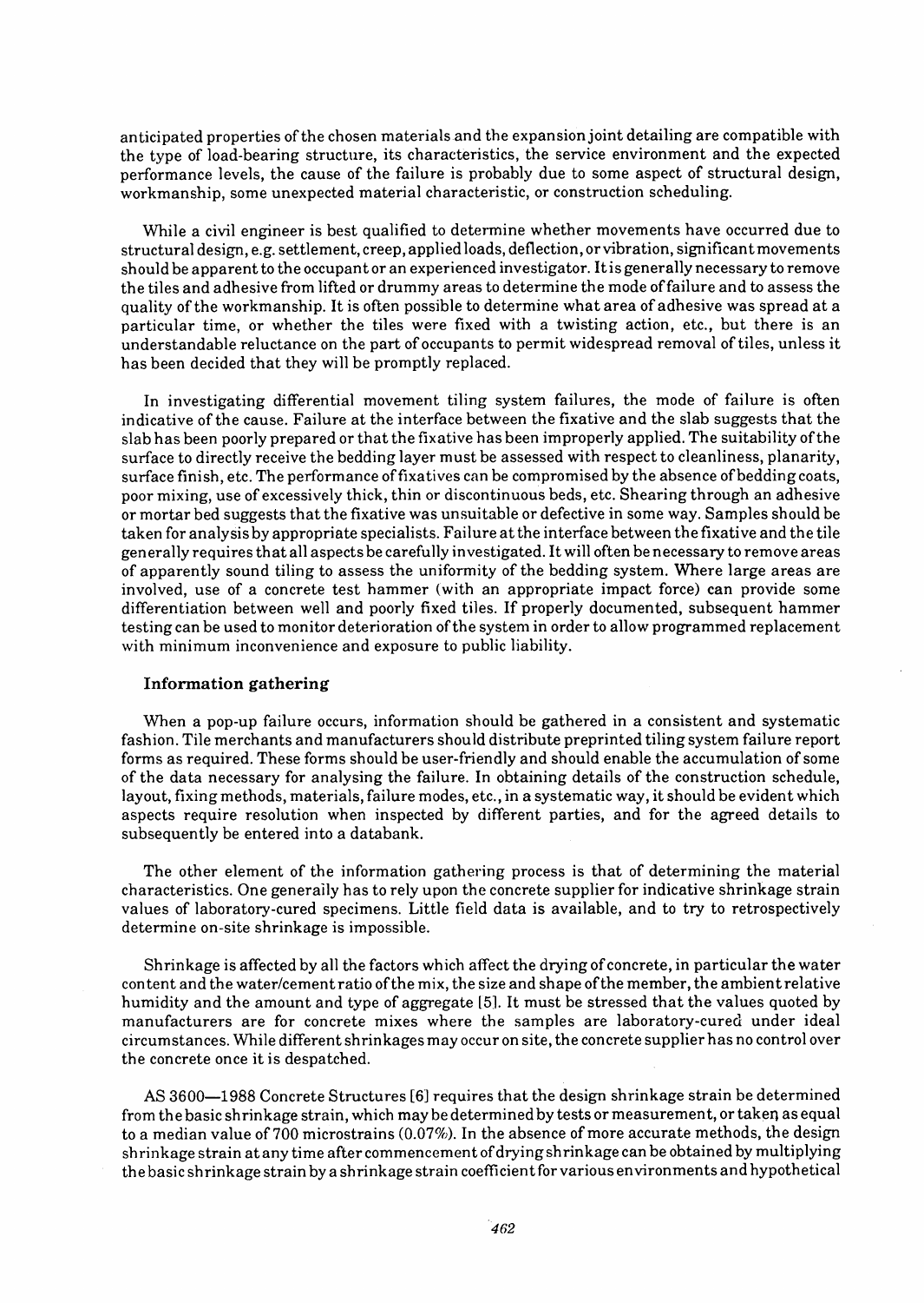anticipated properties of the chosen materials and the expansion joint detailing are compatible with the type of load-bearing structure, its characteristics, the service environment and the expected performance levels, the cause of the failure is probably due to some aspect of structural design, workmanship, some unexpected material characteristic, or construction scheduling.

While a civil engineer is best qualified to determine whether movements have occurred due to structural design, e.g. settlement, creep, applied loads, deflection, or vibration, significant movements should be apparent to the occupant or an experienced investigator. It is generally necessary to remove the tiles and adhesive from lifted or drummy areas to determine the mode of failure and to assess the quality of the workmanship. It is often possible to determine what area of adhesive was spread at a particular time, or whether the tiles were fixed with a twisting action, etc., but there is an understandable reluctance on the part of occupants to permit widespread removal of tiles, unless it has been decided that they will be promptly replaced.

In investigating differential movement tiling system failures, the mode of failure is often indicative of the cause. Failure at the interface between the fixative and the slab suggests that the slab has been poorly prepared or that the fixative has been improperly applied. The suitability of the surface to directly receive the bedding layer must be assessed with respect to cleanliness, planarity, surface finish, etc. The performance of fixatives can be compromised by the absence of bedding coats, poor mixing, use of excessively thick, thin or discontinuous beds, etc. Shearing through an adhesive or mortar bed suggests that the fixative was unsuitable or defective in some way. Samples should be taken for analysis by appropriate specialists. Failure at the interface between the fixative and the tile generally requires that all aspects be carefully investigated. It will often be necessary to remove areas of apparently sound tiling to assess the uniformity of the bedding system. Where large areas are involved, use of a concrete test hammer (with an appropriate impact force) can provide some differentiation between well and poorly fixed tiles. If properly documented, subsequent hammer testing can be used to monitor deterioration of the system in order to allow programmed replacement with minimum inconvenience and exposure to public liability.

### Information gathering

When a pop-up failure occurs, information should be gathered in a consistent and systematic fashion. Tile merchants and manufacturers should distribute preprinted tiling system failure report forms as required. These forms should be user-friendly and should enable the accumulation of some of the data necessary for analysing the failure. In obtaining details of the construction schedule, layout, fixing methods, materials, failure modes, etc., in a systematic way, it should be evident which aspects require resolution when inspected by different parties, and for the agreed details to subsequently be entered into a databank.

The other element of the information gathering process is that of determining the material characteristics. One generally has to rely upon the concrete supplier for indicative shrinkage strain values of laboratory-cured specimens. Little field data is available, and to try to retrospectively determine on-site shrinkage is impossible.

Shrinkage is affected by all the factors which affect the drying of concrete, in particular the water content and the water/cement ratio of the mix, the size and shape of the member, the ambient relative humidity and the amount and type of aggregate [5]. It must be stressed that the values quoted by manufacturers are for concrete mixes where the samples are laboratory-cured under ideal circumstances. While different shrinkages may occur on site, the concrete supplier has no control over the concrete once it is despatched.

AS 3600—1988 Concrete Structures [6] requires that the design shrinkage strain be determined from the basic shrinkage strain, which may be determined by tests or measurement, or taken as equal to a median value of 700 microstrains (0.07%). In the absence of more accurate methods, the design shrinkage strain at any time after commencement of drying shrinkage can be obtained by multiplying the basic shrinkage strain by a shrinkage strain coefficient for various environments and hypothetical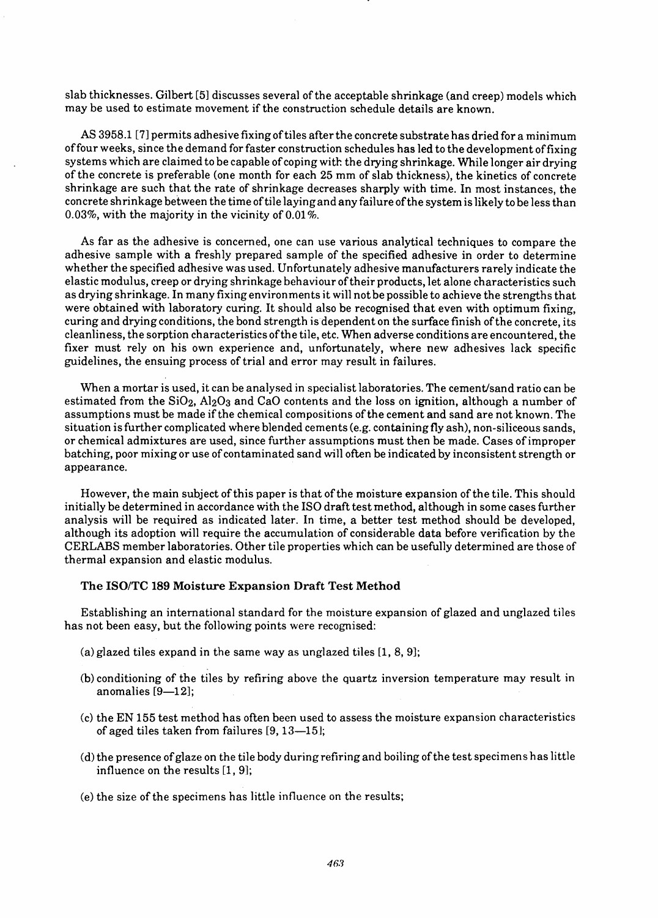slab thicknesses. Gilbert [5] discusses several of the acceptable shrinkage (and creep) models which may be used to estimate movement if the construction schedule details are known.

AS 3958.1 [7] permits adhesive fixing of tiles after the concrete substrate has dried for a minimum of four weeks, since the demand for faster construction schedules has led to the development of fixing systems which are claimed to be capable of coping with the drying shrinkage. While longer air drying of the concrete is preferable (one month for each 25 mm of slab thickness), the kinetics of concrete shrinkage are such that the rate of shrinkage decreases sharply with time. In most instances, the concrete shrinkage between the time of tile laying and any failure of the system is likely to be less than 0.03%, with the majority in the vicinity of 0.01%.

As far as the adhesive is concerned, one can use various analytical techniques to compare the adhesive sample with a freshly prepared sample of the specified adhesive in order to determine whether the specified adhesive was used. Unfortunately adhesive manufacturers rarely indicate the elastic modulus, creep or drying shrinkage behaviour of their products, let alone characteristics such as drying shrinkage. In many fixing environments it will not be possible to achieve the strengths that were obtained with laboratory curing. It should also be recognised that even with optimum fixing, curing and drying conditions, the bond strength is dependent on the surface finish of the concrete, its cleanliness, the sorption characteristics of the tile, etc. When adverse conditions are encountered, the fixer must rely on his own experience and, unfortunately, where new adhesives lack specific guidelines, the ensuing process of trial and error may result in failures.

When a mortar is used, it can be analysed in specialist laboratories. The cement/sand ratio can be estimated from the $SiO_2$, $Al_2O_3$ and CaO contents and the loss on ignition, although a number of assumptions must be made if the chemical compositions of the cement and sand are not known. The situation is further complicated where blended cements (e.g. containing fly ash), non-siliceous sands, or chemical admixtures are used, since further assumptions must then be made. Cases of improper batching, poor mixing or use of contaminated sand will often be indicated by inconsistent strength or appearance.

However, the main subject of this paper is that of the moisture expansion of the tile. This should initially be determined in accordance with the ISO draft test method, although in some cases further analysis will be required as indicated later. In time, a better test method should be developed, although its adoption will require the accumulation of considerable data before verification by the CERLABS member laboratories. Other tile properties which can be usefully determined are those of thermal expansion and elastic modulus.

### The ISO/TC 189 Moisture Expansion Draft Test Method

Establishing an international standard for the moisture expansion of glazed and unglazed tiles has not been easy, but the following points were recognised:

(a) glazed tiles expand in the same way as unglazed tiles [1, 8, 9];

(b) conditioning of the tiles by refiring above the quartz inversion temperature may result in anomalies [9—12];

(c) the EN 155 test method has often been used to assess the moisture expansion characteristics of aged tiles taken from failures [9, 13—15];

(d) the presence of glaze on the tile body during refiring and boiling of the test specimens has little influence on the results [1, 9];

(e) the size of the specimens has little influence on the results;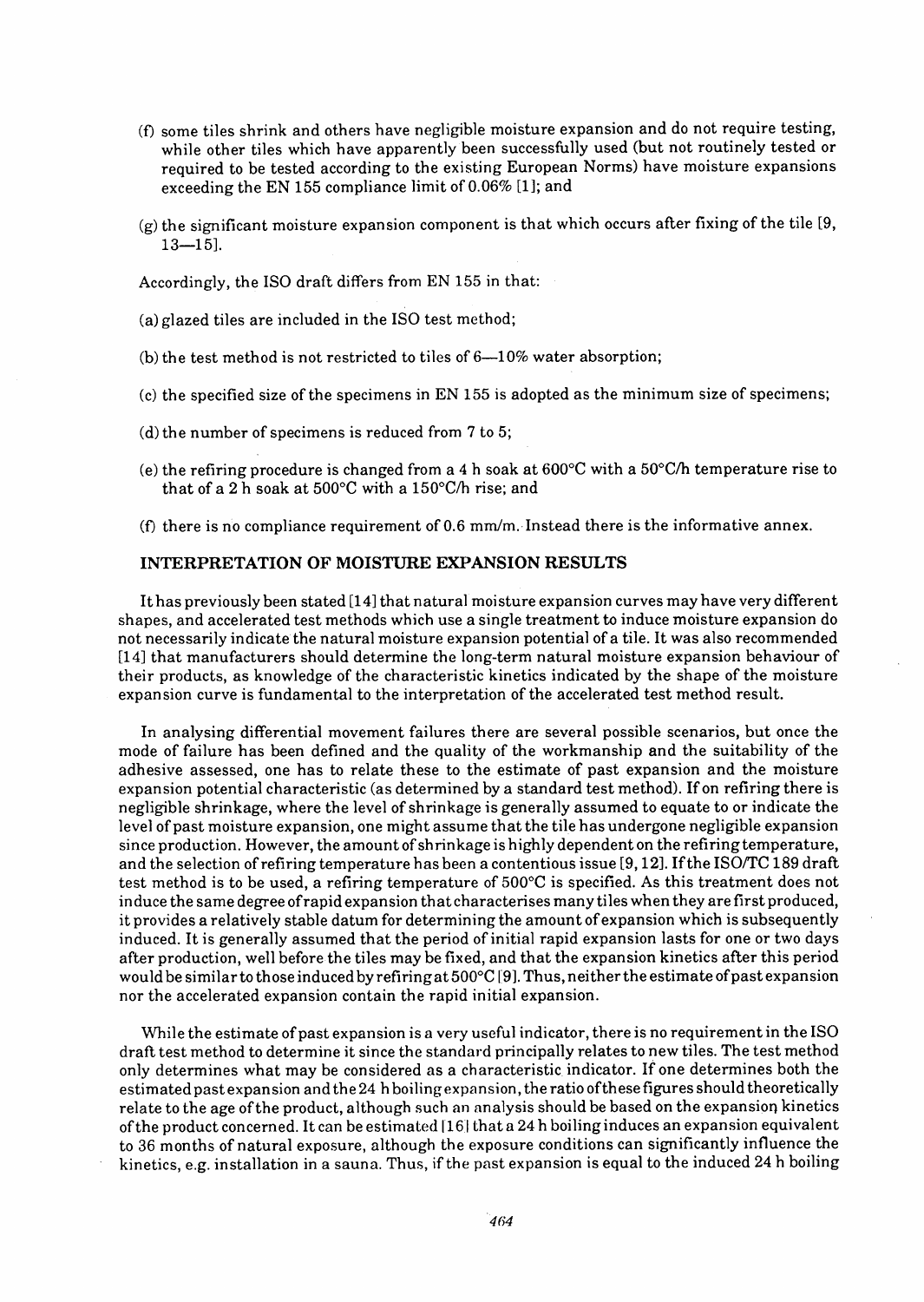(f) some tiles shrink and others have negligible moisture expansion and do not require testing, while other tiles which have apparently been successfully used (but not routinely tested or required to be tested according to the existing European Norms) have moisture expansions exceeding the EN 155 compliance limit of 0.06% [1]; and

(g) the significant moisture expansion component is that which occurs after fixing of the tile [9, 13—15].

Accordingly, the ISO draft differs from EN 155 in that:

(a) glazed tiles are included in the ISO test method;

(b) the test method is not restricted to tiles of 6—10% water absorption;

(c) the specified size of the specimens in EN 155 is adopted as the minimum size of specimens;

(d) the number of specimens is reduced from 7 to 5;

(e) the refiring procedure is changed from a 4 h soak at 600°C with a 50°C/h temperature rise to that of a 2 h soak at 500°C with a 150°C/h rise; and

(f) there is no compliance requirement of 0.6 mm/m. Instead there is the informative annex.

## INTERPRETATION OF MOISTURE EXPANSION RESULTS

It has previously been stated [14] that natural moisture expansion curves may have very different shapes, and accelerated test methods which use a single treatment to induce moisture expansion do not necessarily indicate the natural moisture expansion potential of a tile. It was also recommended [14] that manufacturers should determine the long-term natural moisture expansion behaviour of their products, as knowledge of the characteristic kinetics indicated by the shape of the moisture expansion curve is fundamental to the interpretation of the accelerated test method result.

In analysing differential movement failures there are several possible scenarios, but once the mode of failure has been defined and the quality of the workmanship and the suitability of the adhesive assessed, one has to relate these to the estimate of past expansion and the moisture expansion potential characteristic (as determined by a standard test method). If on refiring there is negligible shrinkage, where the level of shrinkage is generally assumed to equate to or indicate the level of past moisture expansion, one might assume that the tile has undergone negligible expansion since production. However, the amount of shrinkage is highly dependent on the refiring temperature, and the selection of refiring temperature has been a contentious issue [9, 12]. If the ISO/TC 189 draft test method is to be used, a refiring temperature of 500°C is specified. As this treatment does not induce the same degree of rapid expansion that characterises many tiles when they are first produced, it provides a relatively stable datum for determining the amount of expansion which is subsequently induced. It is generally assumed that the period of initial rapid expansion lasts for one or two days after production, well before the tiles may be fixed, and that the expansion kinetics after this period would be similar to those induced by refiring at 500°C [9]. Thus, neither the estimate of past expansion nor the accelerated expansion contain the rapid initial expansion.

While the estimate of past expansion is a very useful indicator, there is no requirement in the ISO draft test method to determine it since the standard principally relates to new tiles. The test method only determines what may be considered as a characteristic indicator. If one determines both the estimated past expansion and the 24 h boiling expansion, the ratio of these figures should theoretically relate to the age of the product, although such an analysis should be based on the expansion kinetics of the product concerned. It can be estimated [16] that a 24 h boiling induces an expansion equivalent to 36 months of natural exposure, although the exposure conditions can significantly influence the kinetics, e.g. installation in a sauna. Thus, if the past expansion is equal to the induced 24 h boiling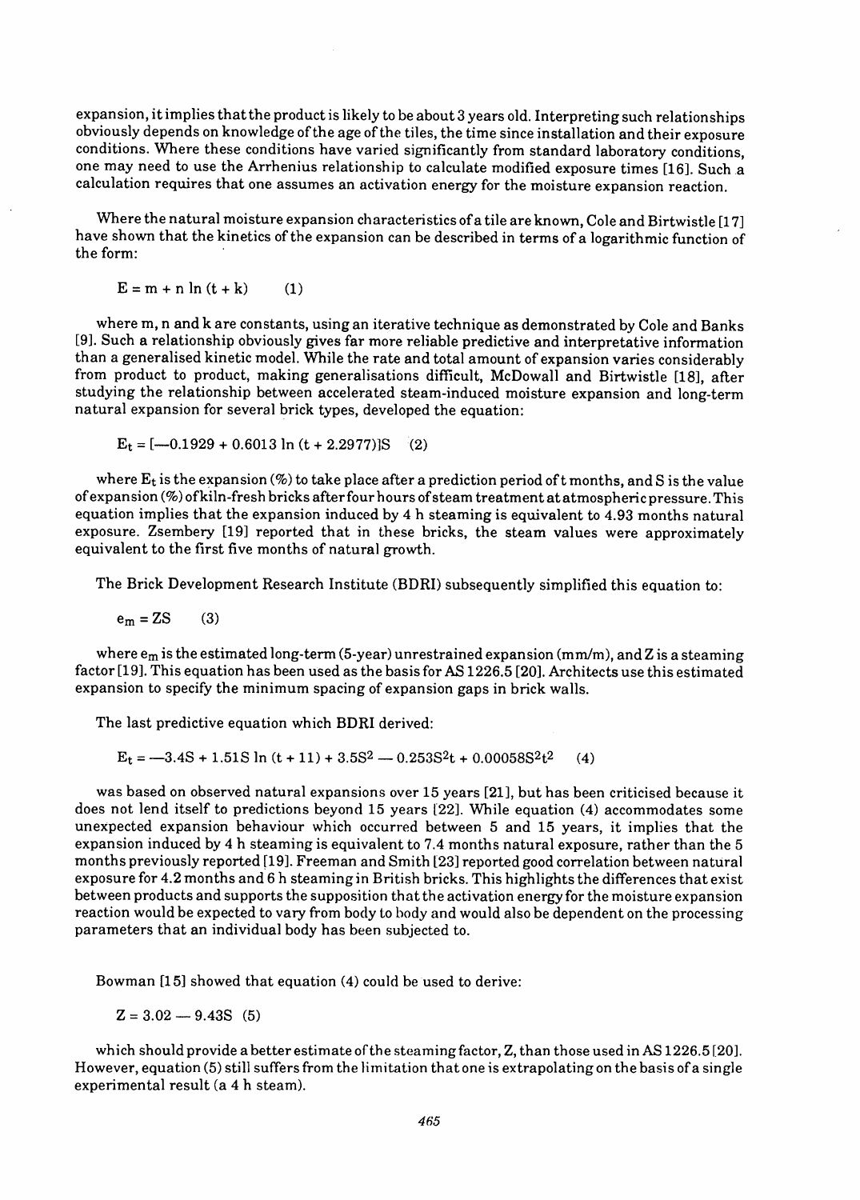expansion, it implies that the product is likely to be about 3 years old. Interpreting such relationships obviously depends on knowledge of the age of the tiles, the time since installation and their exposure conditions. Where these conditions have varied significantly from standard laboratory conditions, one may need to use the Arrhenius relationship to calculate modified exposure times [16]. Such a calculation requires that one assumes an activation energy for the moisture expansion reaction.

Where the natural moisture expansion characteristics of a tile are known, Cole and Birtwistle [17] have shown that the kinetics of the expansion can be described in terms of a logarithmic function of the form:

$$E = m + n \ln (t + k) \qquad (1)$$

where m, n and k are constants, using an iterative technique as demonstrated by Cole and Banks [9]. Such a relationship obviously gives far more reliable predictive and interpretative information than a generalised kinetic model. While the rate and total amount of expansion varies considerably from product to product, making generalisations difficult, McDowall and Birtwistle [18], after studying the relationship between accelerated steam-induced moisture expansion and long-term natural expansion for several brick types, developed the equation:

$$E_t = [-0.1929 + 0.6013 \ln (t + 2.2977)]S \qquad (2)$$

where $E_t$ is the expansion (%) to take place after a prediction period of t months, and S is the value of expansion (%) of kiln-fresh bricks after four hours of steam treatment at atmospheric pressure. This equation implies that the expansion induced by 4 h steaming is equivalent to 4.93 months natural exposure. Zsembery [19] reported that in these bricks, the steam values were approximately equivalent to the first five months of natural growth.

The Brick Development Research Institute (BDRI) subsequently simplified this equation to:

$$e_m = ZS \qquad (3)$$

where $e_m$ is the estimated long-term (5-year) unrestrained expansion (mm/m), and Z is a steaming factor [19]. This equation has been used as the basis for AS 1226.5 [20]. Architects use this estimated expansion to specify the minimum spacing of expansion gaps in brick walls.

The last predictive equation which BDRI derived:

$$E_t = -3.4S + 1.51S \ln (t + 11) + 3.5S^2 - 0.253S^2t + 0.00058S^2t^2 \qquad (4)$$

was based on observed natural expansions over 15 years [21], but has been criticised because it does not lend itself to predictions beyond 15 years [22]. While equation (4) accommodates some unexpected expansion behaviour which occurred between 5 and 15 years, it implies that the expansion induced by 4 h steaming is equivalent to 7.4 months natural exposure, rather than the 5 months previously reported [19]. Freeman and Smith [23] reported good correlation between natural exposure for 4.2 months and 6 h steaming in British bricks. This highlights the differences that exist between products and supports the supposition that the activation energy for the moisture expansion reaction would be expected to vary from body to body and would also be dependent on the processing parameters that an individual body has been subjected to.

Bowman [15] showed that equation (4) could be used to derive:

$$Z = 3.02 - 9.43S \qquad (5)$$

which should provide a better estimate of the steaming factor, Z, than those used in AS 1226.5 [20]. However, equation (5) still suffers from the limitation that one is extrapolating on the basis of a single experimental result (a 4 h steam).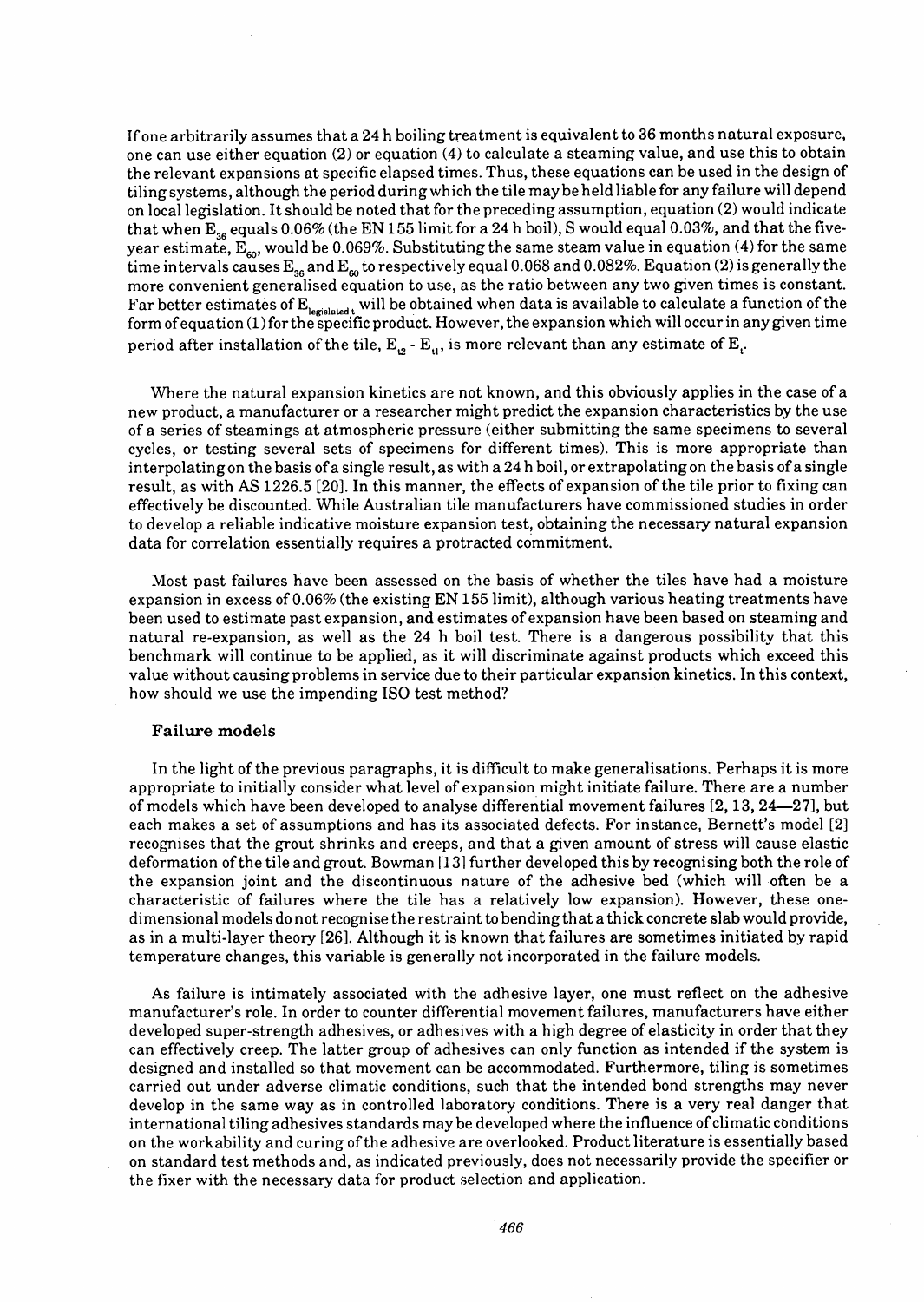If one arbitrarily assumes that a 24 h boiling treatment is equivalent to 36 months natural exposure, one can use either equation (2) or equation (4) to calculate a steaming value, and use this to obtain the relevant expansions at specific elapsed times. Thus, these equations can be used in the design of tiling systems, although the period during which the tile may be held liable for any failure will depend on local legislation. It should be noted that for the preceding assumption, equation (2) would indicate that when $E_{36}$ equals 0.06% (the EN 155 limit for a 24 h boil), S would equal 0.03%, and that the five-year estimate, $E_{60}$, would be 0.069%. Substituting the same steam value in equation (4) for the same time intervals causes $E_{36}$ and $E_{60}$ to respectively equal 0.068 and 0.082%. Equation (2) is generally the more convenient generalised equation to use, as the ratio between any two given times is constant. Far better estimates of $E_{legislated\ t}$ will be obtained when data is available to calculate a function of the form of equation (1) for the specific product. However, the expansion which will occur in any given time period after installation of the tile, $E_{t2} - E_{t1}$, is more relevant than any estimate of $E_t$.

Where the natural expansion kinetics are not known, and this obviously applies in the case of a new product, a manufacturer or a researcher might predict the expansion characteristics by the use of a series of steamings at atmospheric pressure (either submitting the same specimens to several cycles, or testing several sets of specimens for different times). This is more appropriate than interpolating on the basis of a single result, as with a 24 h boil, or extrapolating on the basis of a single result, as with AS 1226.5 [20]. In this manner, the effects of expansion of the tile prior to fixing can effectively be discounted. While Australian tile manufacturers have commissioned studies in order to develop a reliable indicative moisture expansion test, obtaining the necessary natural expansion data for correlation essentially requires a protracted commitment.

Most past failures have been assessed on the basis of whether the tiles have had a moisture expansion in excess of 0.06% (the existing EN 155 limit), although various heating treatments have been used to estimate past expansion, and estimates of expansion have been based on steaming and natural re-expansion, as well as the 24 h boil test. There is a dangerous possibility that this benchmark will continue to be applied, as it will discriminate against products which exceed this value without causing problems in service due to their particular expansion kinetics. In this context, how should we use the impending ISO test method?

### Failure models

In the light of the previous paragraphs, it is difficult to make generalisations. Perhaps it is more appropriate to initially consider what level of expansion might initiate failure. There are a number of models which have been developed to analyse differential movement failures [2, 13, 24—27], but each makes a set of assumptions and has its associated defects. For instance, Bernett's model [2] recognises that the grout shrinks and creeps, and that a given amount of stress will cause elastic deformation of the tile and grout. Bowman [13] further developed this by recognising both the role of the expansion joint and the discontinuous nature of the adhesive bed (which will often be a characteristic of failures where the tile has a relatively low expansion). However, these one-dimensional models do not recognise the restraint to bending that a thick concrete slab would provide, as in a multi-layer theory [26]. Although it is known that failures are sometimes initiated by rapid temperature changes, this variable is generally not incorporated in the failure models.

As failure is intimately associated with the adhesive layer, one must reflect on the adhesive manufacturer's role. In order to counter differential movement failures, manufacturers have either developed super-strength adhesives, or adhesives with a high degree of elasticity in order that they can effectively creep. The latter group of adhesives can only function as intended if the system is designed and installed so that movement can be accommodated. Furthermore, tiling is sometimes carried out under adverse climatic conditions, such that the intended bond strengths may never develop in the same way as in controlled laboratory conditions. There is a very real danger that international tiling adhesives standards may be developed where the influence of climatic conditions on the workability and curing of the adhesive are overlooked. Product literature is essentially based on standard test methods and, as indicated previously, does not necessarily provide the specifier or the fixer with the necessary data for product selection and application.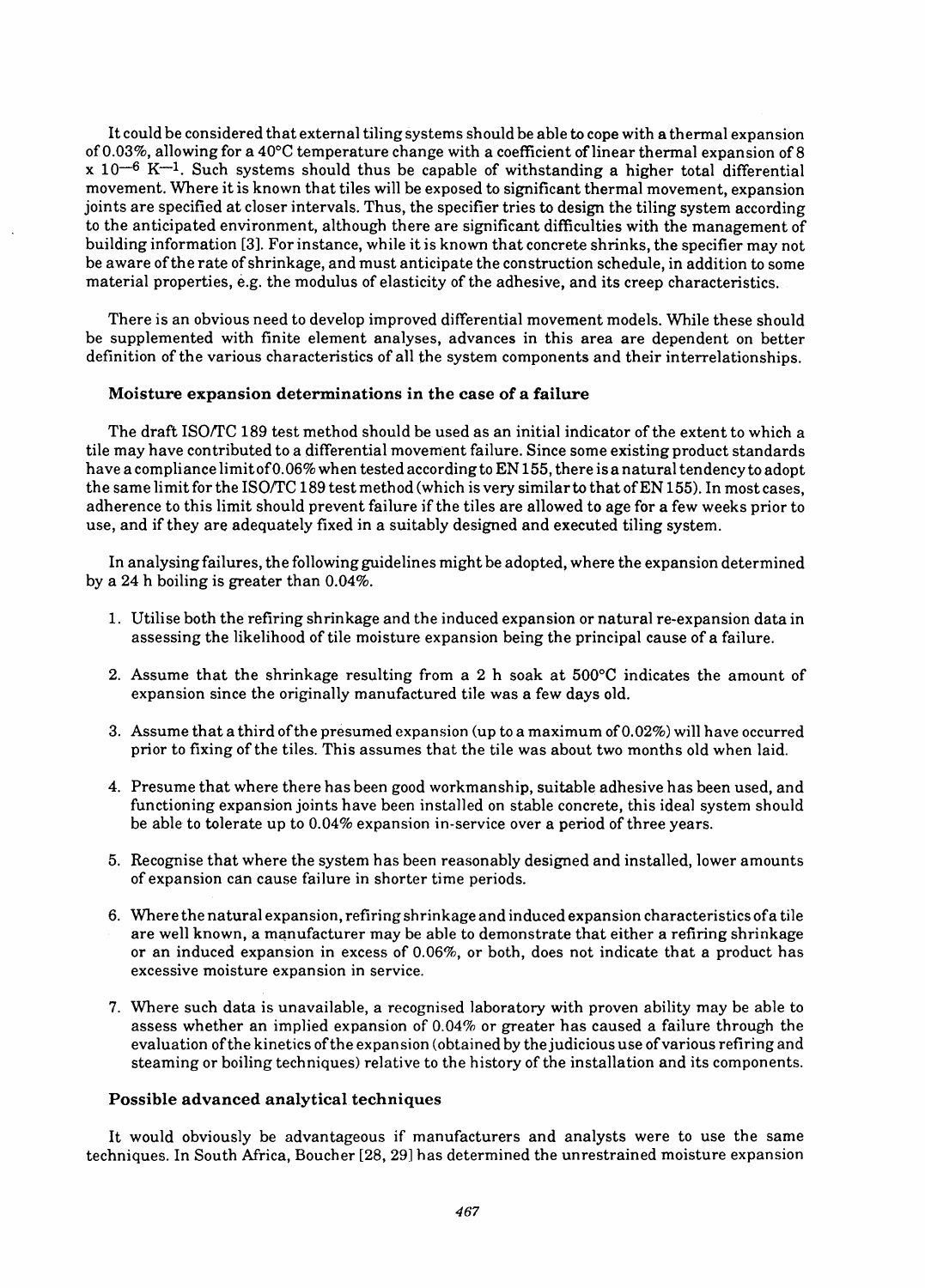It could be considered that external tiling systems should be able to cope with a thermal expansion of 0.03%, allowing for a 40°C temperature change with a coefficient of linear thermal expansion of 8 x $10^{-6}$ $K^{-1}$. Such systems should thus be capable of withstanding a higher total differential movement. Where it is known that tiles will be exposed to significant thermal movement, expansion joints are specified at closer intervals. Thus, the specifier tries to design the tiling system according to the anticipated environment, although there are significant difficulties with the management of building information [3]. For instance, while it is known that concrete shrinks, the specifier may not be aware of the rate of shrinkage, and must anticipate the construction schedule, in addition to some material properties, e.g. the modulus of elasticity of the adhesive, and its creep characteristics.

There is an obvious need to develop improved differential movement models. While these should be supplemented with finite element analyses, advances in this area are dependent on better definition of the various characteristics of all the system components and their interrelationships.

### Moisture expansion determinations in the case of a failure

The draft ISO/TC 189 test method should be used as an initial indicator of the extent to which a tile may have contributed to a differential movement failure. Since some existing product standards have a compliance limit of 0.06% when tested according to EN 155, there is a natural tendency to adopt the same limit for the ISO/TC 189 test method (which is very similar to that of EN 155). In most cases, adherence to this limit should prevent failure if the tiles are allowed to age for a few weeks prior to use, and if they are adequately fixed in a suitably designed and executed tiling system.

In analysing failures, the following guidelines might be adopted, where the expansion determined by a 24 h boiling is greater than 0.04%.

1. Utilise both the refiring shrinkage and the induced expansion or natural re-expansion data in assessing the likelihood of tile moisture expansion being the principal cause of a failure.
2. Assume that the shrinkage resulting from a 2 h soak at 500°C indicates the amount of expansion since the originally manufactured tile was a few days old.
3. Assume that a third of the presumed expansion (up to a maximum of 0.02%) will have occurred prior to fixing of the tiles. This assumes that the tile was about two months old when laid.
4. Presume that where there has been good workmanship, suitable adhesive has been used, and functioning expansion joints have been installed on stable concrete, this ideal system should be able to tolerate up to 0.04% expansion in-service over a period of three years.
5. Recognise that where the system has been reasonably designed and installed, lower amounts of expansion can cause failure in shorter time periods.
6. Where the natural expansion, refiring shrinkage and induced expansion characteristics of a tile are well known, a manufacturer may be able to demonstrate that either a refiring shrinkage or an induced expansion in excess of 0.06%, or both, does not indicate that a product has excessive moisture expansion in service.
7. Where such data is unavailable, a recognised laboratory with proven ability may be able to assess whether an implied expansion of 0.04% or greater has caused a failure through the evaluation of the kinetics of the expansion (obtained by the judicious use of various refiring and steaming or boiling techniques) relative to the history of the installation and its components.

### Possible advanced analytical techniques

It would obviously be advantageous if manufacturers and analysts were to use the same techniques. In South Africa, Boucher [28, 29] has determined the unrestrained moisture expansion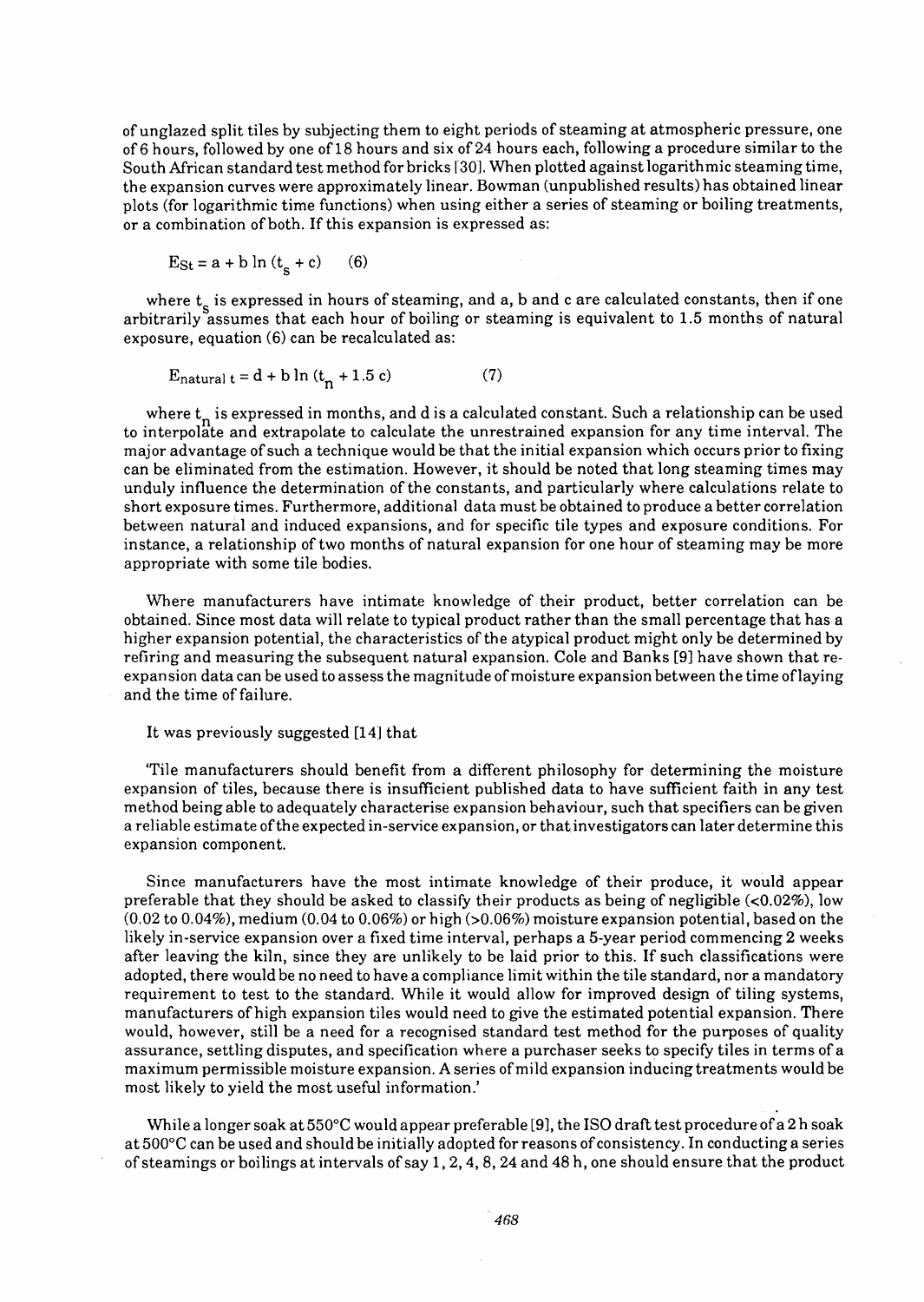of unglazed split tiles by subjecting them to eight periods of steaming at atmospheric pressure, one of 6 hours, followed by one of 18 hours and six of 24 hours each, following a procedure similar to the South African standard test method for bricks [30]. When plotted against logarithmic steaming time, the expansion curves were approximately linear. Bowman (unpublished results) has obtained linear plots (for logarithmic time functions) when using either a series of steaming or boiling treatments, or a combination of both. If this expansion is expressed as:

$$E_{St} = a + b \ln (t_s + c) \qquad (6)$$

where $t_s$ is expressed in hours of steaming, and a, b and c are calculated constants, then if one arbitrarily assumes that each hour of boiling or steaming is equivalent to 1.5 months of natural exposure, equation (6) can be recalculated as:

$$E_{natural\ t} = d + b \ln (t_n + 1.5\ c) \qquad (7)$$

where $t_n$ is expressed in months, and d is a calculated constant. Such a relationship can be used to interpolate and extrapolate to calculate the unrestrained expansion for any time interval. The major advantage of such a technique would be that the initial expansion which occurs prior to fixing can be eliminated from the estimation. However, it should be noted that long steaming times may unduly influence the determination of the constants, and particularly where calculations relate to short exposure times. Furthermore, additional data must be obtained to produce a better correlation between natural and induced expansions, and for specific tile types and exposure conditions. For instance, a relationship of two months of natural expansion for one hour of steaming may be more appropriate with some tile bodies.

Where manufacturers have intimate knowledge of their product, better correlation can be obtained. Since most data will relate to typical product rather than the small percentage that has a higher expansion potential, the characteristics of the atypical product might only be determined by refiring and measuring the subsequent natural expansion. Cole and Banks [9] have shown that re-expansion data can be used to assess the magnitude of moisture expansion between the time of laying and the time of failure.

It was previously suggested [14] that

'Tile manufacturers should benefit from a different philosophy for determining the moisture expansion of tiles, because there is insufficient published data to have sufficient faith in any test method being able to adequately characterise expansion behaviour, such that specifiers can be given a reliable estimate of the expected in-service expansion, or that investigators can later determine this expansion component.

Since manufacturers have the most intimate knowledge of their produce, it would appear preferable that they should be asked to classify their products as being of negligible (<0.02%), low (0.02 to 0.04%), medium (0.04 to 0.06%) or high (>0.06%) moisture expansion potential, based on the likely in-service expansion over a fixed time interval, perhaps a 5-year period commencing 2 weeks after leaving the kiln, since they are unlikely to be laid prior to this. If such classifications were adopted, there would be no need to have a compliance limit within the tile standard, nor a mandatory requirement to test to the standard. While it would allow for improved design of tiling systems, manufacturers of high expansion tiles would need to give the estimated potential expansion. There would, however, still be a need for a recognised standard test method for the purposes of quality assurance, settling disputes, and specification where a purchaser seeks to specify tiles in terms of a maximum permissible moisture expansion. A series of mild expansion inducing treatments would be most likely to yield the most useful information.'

While a longer soak at 550°C would appear preferable [9], the ISO draft test procedure of a 2 h soak at 500°C can be used and should be initially adopted for reasons of consistency. In conducting a series of steamings or boilings at intervals of say 1, 2, 4, 8, 24 and 48 h, one should ensure that the product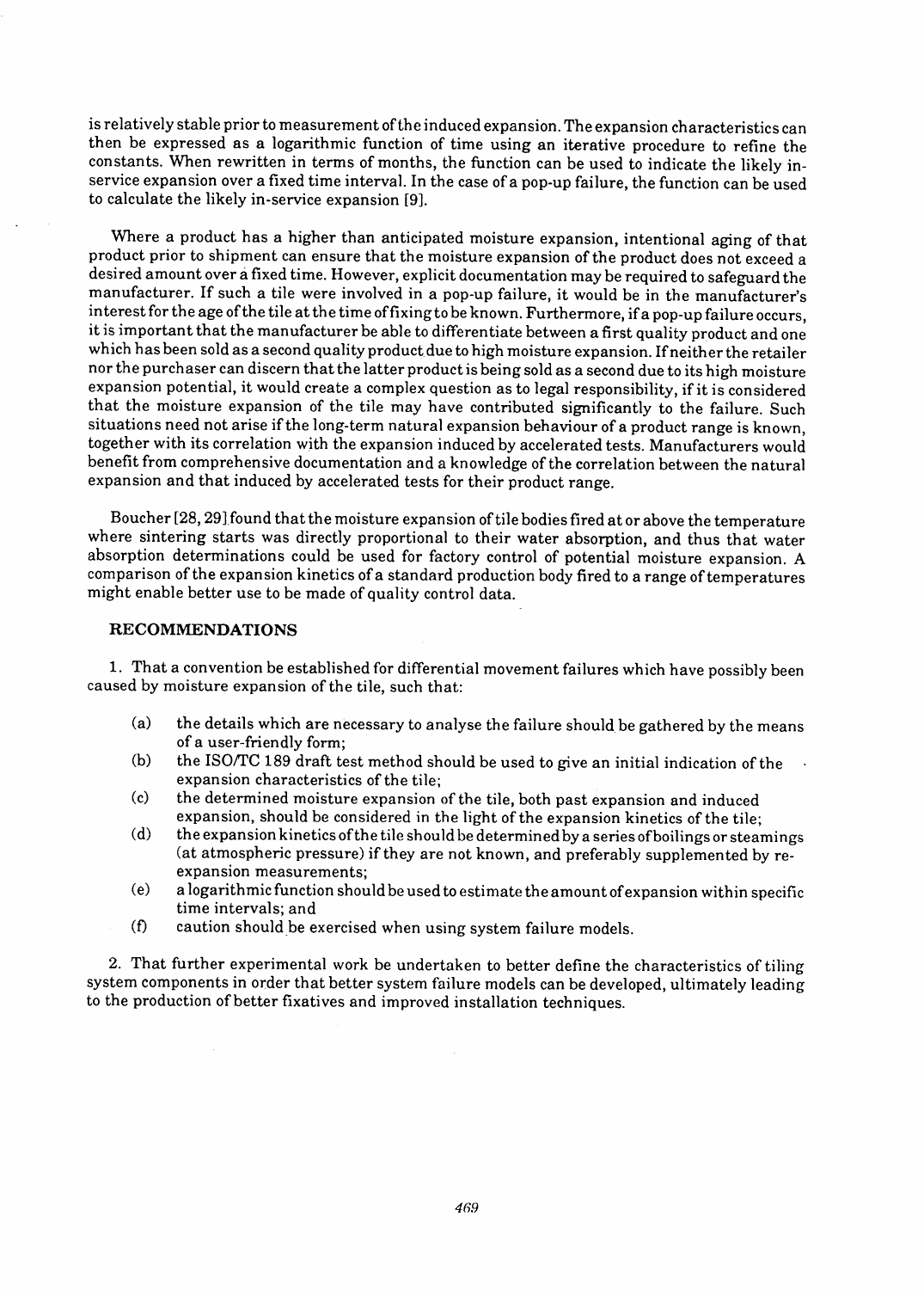is relatively stable prior to measurement of the induced expansion. The expansion characteristics can then be expressed as a logarithmic function of time using an iterative procedure to refine the constants. When rewritten in terms of months, the function can be used to indicate the likely in-service expansion over a fixed time interval. In the case of a pop-up failure, the function can be used to calculate the likely in-service expansion [9].

Where a product has a higher than anticipated moisture expansion, intentional aging of that product prior to shipment can ensure that the moisture expansion of the product does not exceed a desired amount over a fixed time. However, explicit documentation may be required to safeguard the manufacturer. If such a tile were involved in a pop-up failure, it would be in the manufacturer's interest for the age of the tile at the time of fixing to be known. Furthermore, if a pop-up failure occurs, it is important that the manufacturer be able to differentiate between a first quality product and one which has been sold as a second quality product due to high moisture expansion. If neither the retailer nor the purchaser can discern that the latter product is being sold as a second due to its high moisture expansion potential, it would create a complex question as to legal responsibility, if it is considered that the moisture expansion of the tile may have contributed significantly to the failure. Such situations need not arise if the long-term natural expansion behaviour of a product range is known, together with its correlation with the expansion induced by accelerated tests. Manufacturers would benefit from comprehensive documentation and a knowledge of the correlation between the natural expansion and that induced by accelerated tests for their product range.

Boucher [28, 29] found that the moisture expansion of tile bodies fired at or above the temperature where sintering starts was directly proportional to their water absorption, and thus that water absorption determinations could be used for factory control of potential moisture expansion. A comparison of the expansion kinetics of a standard production body fired to a range of temperatures might enable better use to be made of quality control data.

## RECOMMENDATIONS

1. That a convention be established for differential movement failures which have possibly been caused by moisture expansion of the tile, such that:

   (a) the details which are necessary to analyse the failure should be gathered by the means of a user-friendly form;
   
   (b) the ISO/TC 189 draft test method should be used to give an initial indication of the expansion characteristics of the tile;
   
   (c) the determined moisture expansion of the tile, both past expansion and induced expansion, should be considered in the light of the expansion kinetics of the tile;
   
   (d) the expansion kinetics of the tile should be determined by a series of boilings or steamings (at atmospheric pressure) if they are not known, and preferably supplemented by re-expansion measurements;
   
   (e) a logarithmic function should be used to estimate the amount of expansion within specific time intervals; and
   
   (f) caution should be exercised when using system failure models.

2. That further experimental work be undertaken to better define the characteristics of tiling system components in order that better system failure models can be developed, ultimately leading to the production of better fixatives and improved installation techniques.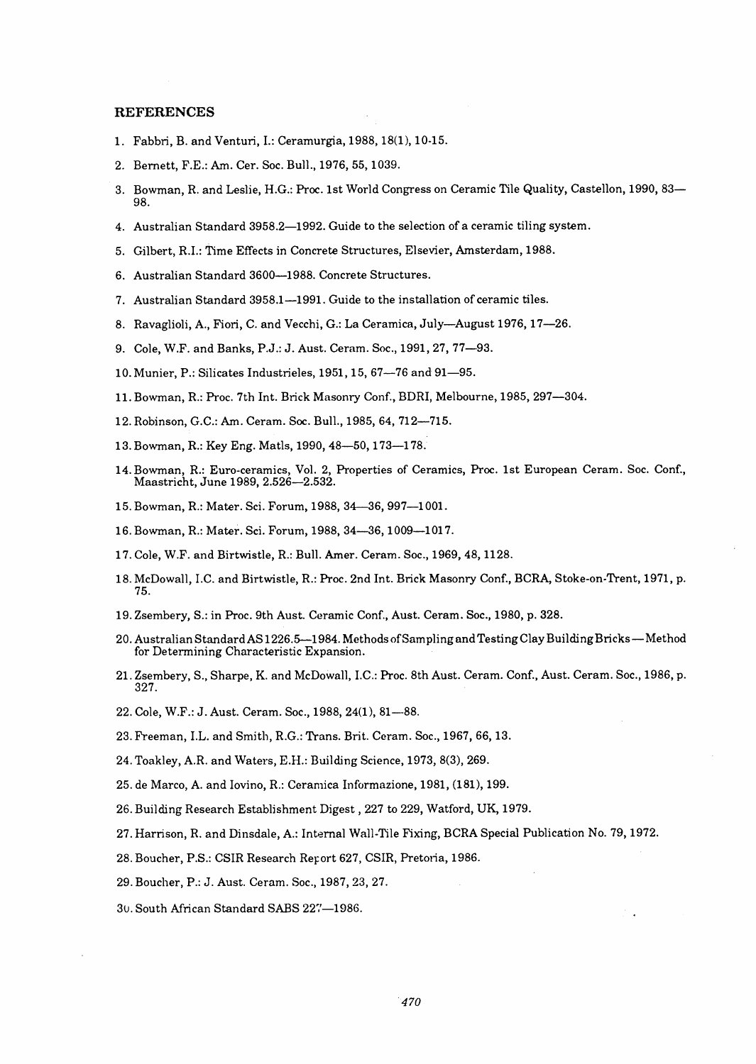## REFERENCES

1. Fabbri, B. and Venturi, I.: Ceramurgia, 1988, 18(1), 10-15.
2. Bernett, F.E.: Am. Cer. Soc. Bull., 1976, 55, 1039.
3. Bowman, R. and Leslie, H.G.: Proc. 1st World Congress on Ceramic Tile Quality, Castellon, 1990, 83—98.
4. Australian Standard 3958.2—1992. Guide to the selection of a ceramic tiling system.
5. Gilbert, R.I.: Time Effects in Concrete Structures, Elsevier, Amsterdam, 1988.
6. Australian Standard 3600—1988. Concrete Structures.
7. Australian Standard 3958.1—1991. Guide to the installation of ceramic tiles.
8. Ravaglioli, A., Fiori, C. and Vecchi, G.: La Ceramica, July—August 1976, 17—26.
9. Cole, W.F. and Banks, P.J.: J. Aust. Ceram. Soc., 1991, 27, 77—93.
10. Munier, P.: Silicates Industrieles, 1951, 15, 67—76 and 91—95.
11. Bowman, R.: Proc. 7th Int. Brick Masonry Conf., BDRI, Melbourne, 1985, 297—304.
12. Robinson, G.C.: Am. Ceram. Soc. Bull., 1985, 64, 712—715.
13. Bowman, R.: Key Eng. Matls, 1990, 48—50, 173—178.
14. Bowman, R.: Euro-ceramics, Vol. 2, Properties of Ceramics, Proc. 1st European Ceram. Soc. Conf., Maastricht, June 1989, 2.526—2.532.
15. Bowman, R.: Mater. Sci. Forum, 1988, 34—36, 997—1001.
16. Bowman, R.: Mater. Sci. Forum, 1988, 34—36, 1009—1017.
17. Cole, W.F. and Birtwistle, R.: Bull. Amer. Ceram. Soc., 1969, 48, 1128.
18. McDowall, I.C. and Birtwistle, R.: Proc. 2nd Int. Brick Masonry Conf., BCRA, Stoke-on-Trent, 1971, p. 75.
19. Zsembery, S.: in Proc. 9th Aust. Ceramic Conf., Aust. Ceram. Soc., 1980, p. 328.
20. Australian Standard AS 1226.5—1984. Methods of Sampling and Testing Clay Building Bricks — Method for Determining Characteristic Expansion.
21. Zsembery, S., Sharpe, K. and McDowall, I.C.: Proc. 8th Aust. Ceram. Conf., Aust. Ceram. Soc., 1986, p. 327.
22. Cole, W.F.: J. Aust. Ceram. Soc., 1988, 24(1), 81—88.
23. Freeman, I.L. and Smith, R.G.: Trans. Brit. Ceram. Soc., 1967, 66, 13.
24. Toakley, A.R. and Waters, E.H.: Building Science, 1973, 8(3), 269.
25. de Marco, A. and Iovino, R.: Ceramica Informazione, 1981, (181), 199.
26. Building Research Establishment Digest, 227 to 229, Watford, UK, 1979.
27. Harrison, R. and Dinsdale, A.: Internal Wall-Tile Fixing, BCRA Special Publication No. 79, 1972.
28. Boucher, P.S.: CSIR Research Report 627, CSIR, Pretoria, 1986.
29. Boucher, P.: J. Aust. Ceram. Soc., 1987, 23, 27.
30. South African Standard SABS 227—1986.